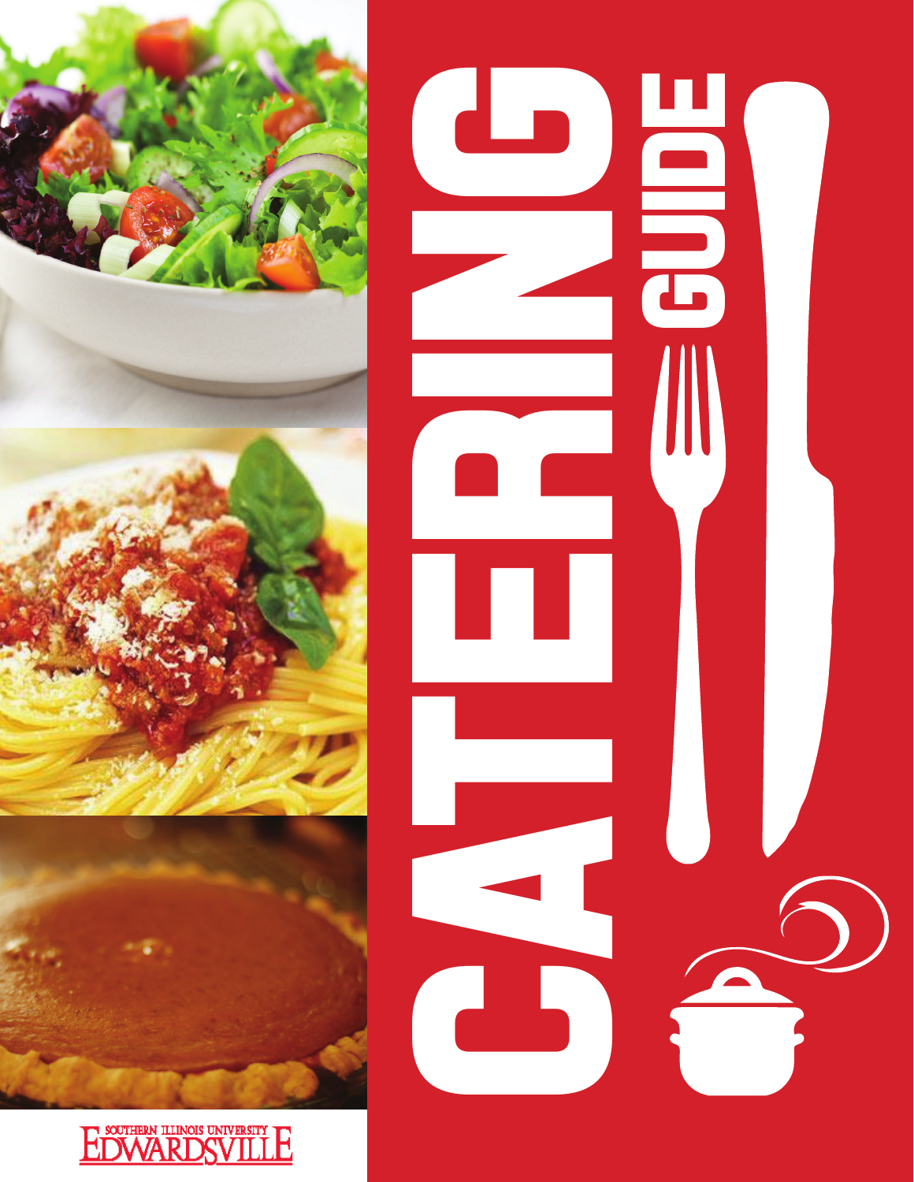# CATERING GUIDE

SOUTHERN ILLINOIS UNIVERSITY EDWARDSVILLE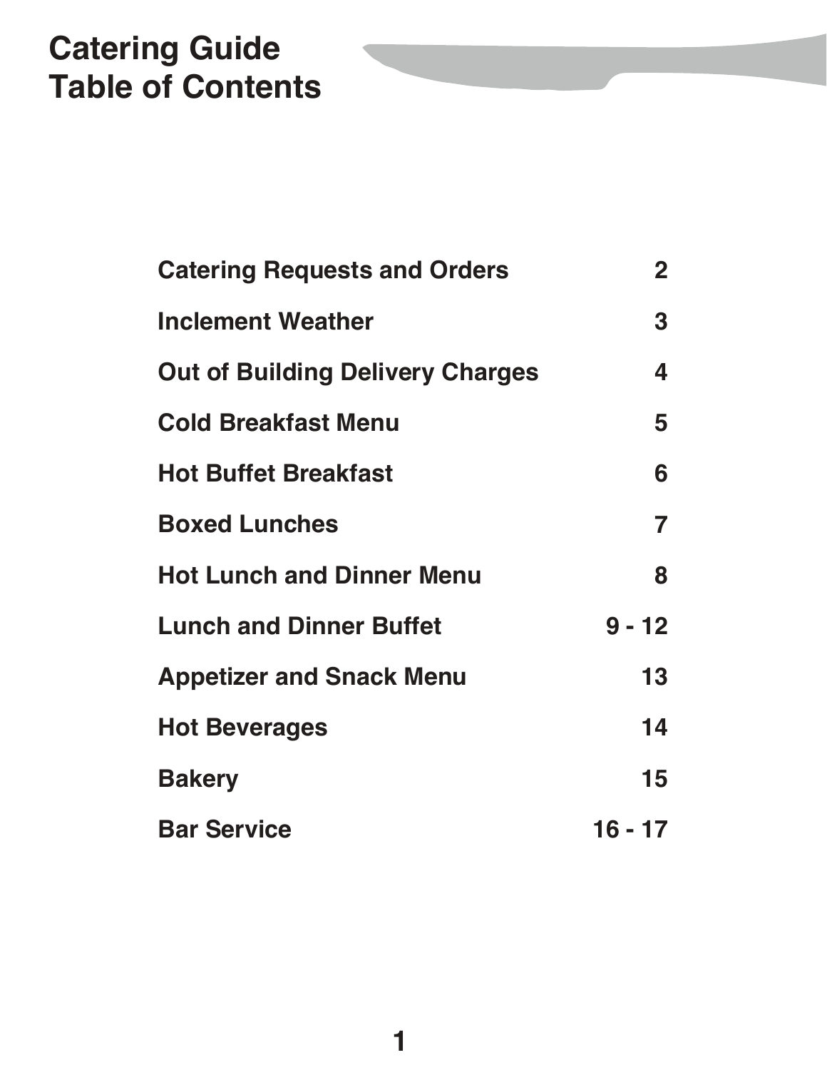# Catering Guide
# Table of Contents

| | |
|---|---|
| **Catering Requests and Orders** | **2** |
| **Inclement Weather** | **3** |
| **Out of Building Delivery Charges** | **4** |
| **Cold Breakfast Menu** | **5** |
| **Hot Buffet Breakfast** | **6** |
| **Boxed Lunches** | **7** |
| **Hot Lunch and Dinner Menu** | **8** |
| **Lunch and Dinner Buffet** | **9 - 12** |
| **Appetizer and Snack Menu** | **13** |
| **Hot Beverages** | **14** |
| **Bakery** | **15** |
| **Bar Service** | **16 - 17** |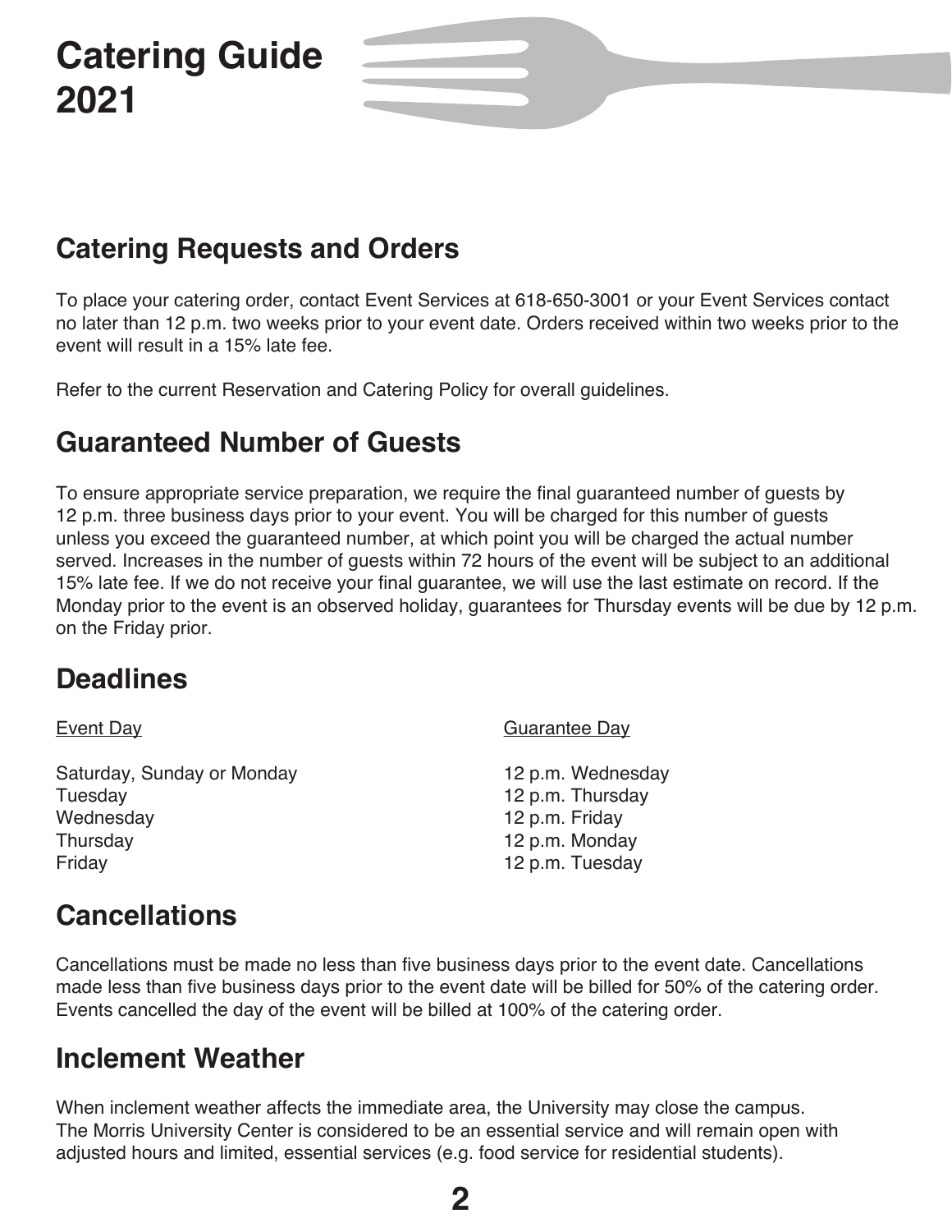# Catering Guide 2021

## Catering Requests and Orders

To place your catering order, contact Event Services at 618-650-3001 or your Event Services contact no later than 12 p.m. two weeks prior to your event date. Orders received within two weeks prior to the event will result in a 15% late fee.

Refer to the current Reservation and Catering Policy for overall guidelines.

## Guaranteed Number of Guests

To ensure appropriate service preparation, we require the final guaranteed number of guests by 12 p.m. three business days prior to your event. You will be charged for this number of guests unless you exceed the guaranteed number, at which point you will be charged the actual number served. Increases in the number of guests within 72 hours of the event will be subject to an additional 15% late fee. If we do not receive your final guarantee, we will use the last estimate on record. If the Monday prior to the event is an observed holiday, guarantees for Thursday events will be due by 12 p.m. on the Friday prior.

## Deadlines

| Event Day | Guarantee Day |
| --- | --- |
| Saturday, Sunday or Monday | 12 p.m. Wednesday |
| Tuesday | 12 p.m. Thursday |
| Wednesday | 12 p.m. Friday |
| Thursday | 12 p.m. Monday |
| Friday | 12 p.m. Tuesday |

## Cancellations

Cancellations must be made no less than five business days prior to the event date. Cancellations made less than five business days prior to the event date will be billed for 50% of the catering order. Events cancelled the day of the event will be billed at 100% of the catering order.

## Inclement Weather

When inclement weather affects the immediate area, the University may close the campus. The Morris University Center is considered to be an essential service and will remain open with adjusted hours and limited, essential services (e.g. food service for residential students).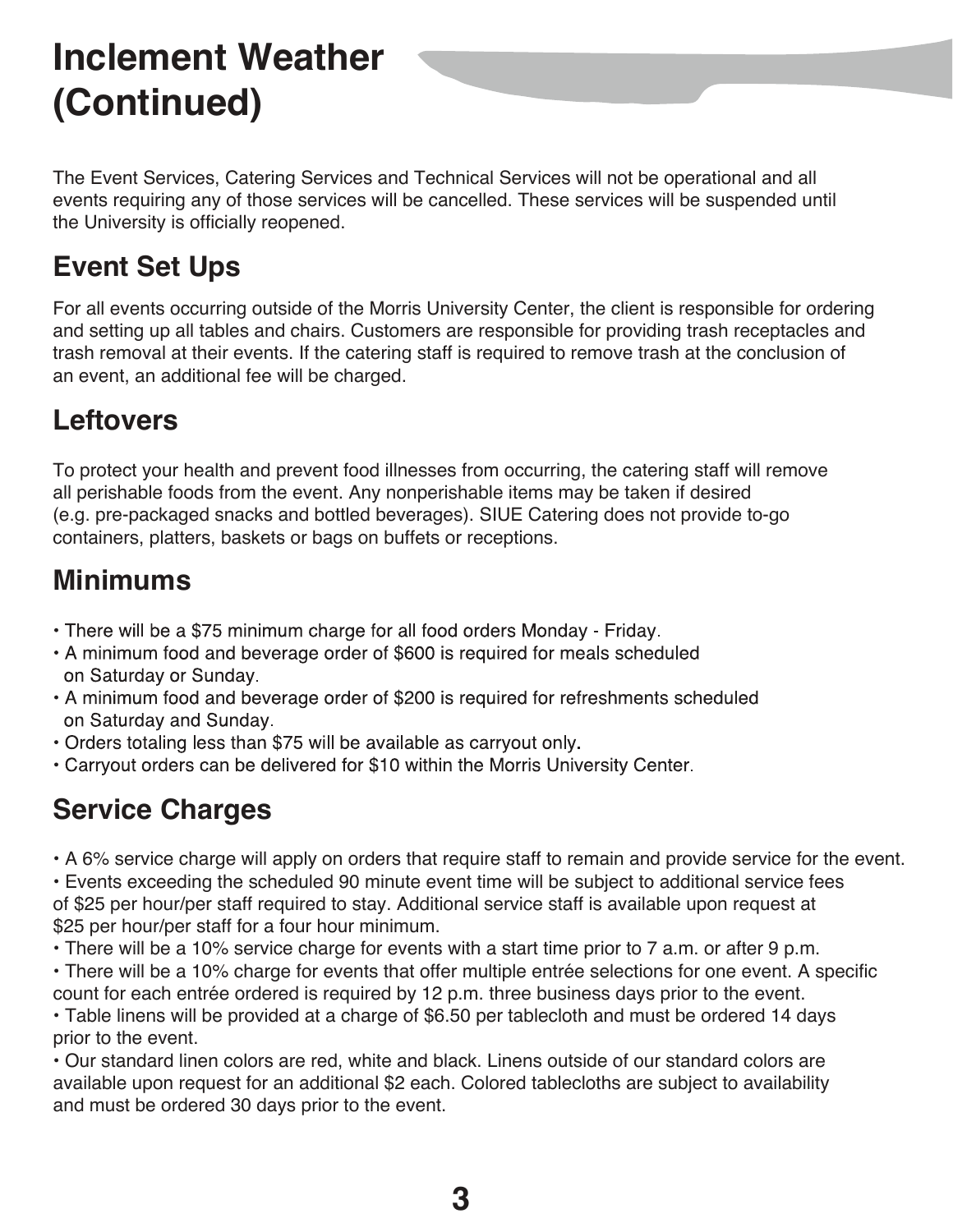# Inclement Weather (Continued)

The Event Services, Catering Services and Technical Services will not be operational and all events requiring any of those services will be cancelled. These services will be suspended until the University is officially reopened.

## Event Set Ups

For all events occurring outside of the Morris University Center, the client is responsible for ordering and setting up all tables and chairs. Customers are responsible for providing trash receptacles and trash removal at their events. If the catering staff is required to remove trash at the conclusion of an event, an additional fee will be charged.

## Leftovers

To protect your health and prevent food illnesses from occurring, the catering staff will remove all perishable foods from the event. Any nonperishable items may be taken if desired (e.g. pre-packaged snacks and bottled beverages). SIUE Catering does not provide to-go containers, platters, baskets or bags on buffets or receptions.

## Minimums

- There will be a $75 minimum charge for all food orders Monday - Friday.
- A minimum food and beverage order of $600 is required for meals scheduled on Saturday or Sunday.
- A minimum food and beverage order of $200 is required for refreshments scheduled on Saturday and Sunday.
- Orders totaling less than $75 will be available as carryout only.
- Carryout orders can be delivered for $10 within the Morris University Center.

## Service Charges

- A 6% service charge will apply on orders that require staff to remain and provide service for the event.
- Events exceeding the scheduled 90 minute event time will be subject to additional service fees of $25 per hour/per staff required to stay. Additional service staff is available upon request at $25 per hour/per staff for a four hour minimum.
- There will be a 10% service charge for events with a start time prior to 7 a.m. or after 9 p.m.
- There will be a 10% charge for events that offer multiple entrée selections for one event. A specific count for each entrée ordered is required by 12 p.m. three business days prior to the event.
- Table linens will be provided at a charge of $6.50 per tablecloth and must be ordered 14 days prior to the event.
- Our standard linen colors are red, white and black. Linens outside of our standard colors are available upon request for an additional $2 each. Colored tablecloths are subject to availability and must be ordered 30 days prior to the event.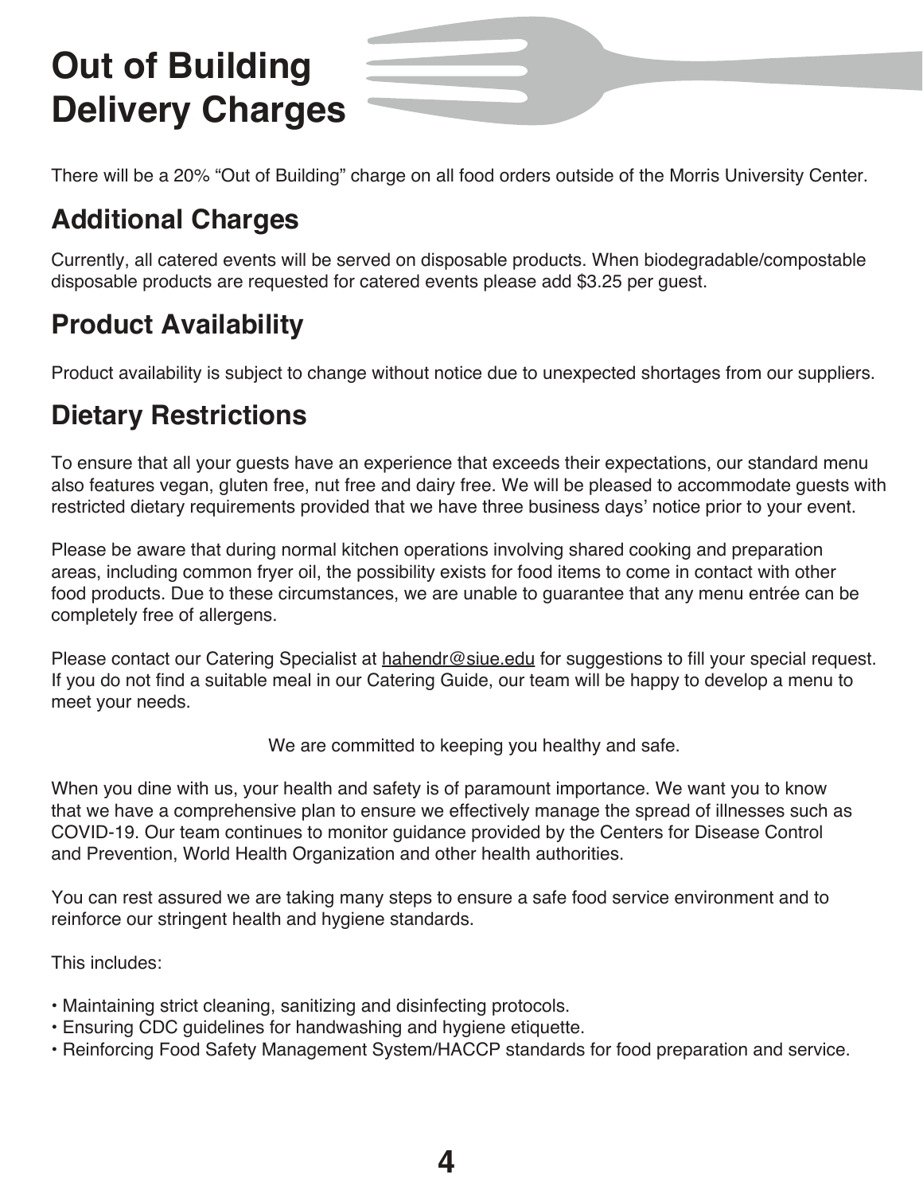# Out of Building Delivery Charges

There will be a 20% “Out of Building” charge on all food orders outside of the Morris University Center.

## Additional Charges

Currently, all catered events will be served on disposable products. When biodegradable/compostable disposable products are requested for catered events please add $3.25 per guest.

## Product Availability

Product availability is subject to change without notice due to unexpected shortages from our suppliers.

## Dietary Restrictions

To ensure that all your guests have an experience that exceeds their expectations, our standard menu also features vegan, gluten free, nut free and dairy free. We will be pleased to accommodate guests with restricted dietary requirements provided that we have three business days’ notice prior to your event.

Please be aware that during normal kitchen operations involving shared cooking and preparation areas, including common fryer oil, the possibility exists for food items to come in contact with other food products. Due to these circumstances, we are unable to guarantee that any menu entrée can be completely free of allergens.

Please contact our Catering Specialist at hahendr@siue.edu for suggestions to fill your special request. If you do not find a suitable meal in our Catering Guide, our team will be happy to develop a menu to meet your needs.

We are committed to keeping you healthy and safe.

When you dine with us, your health and safety is of paramount importance. We want you to know that we have a comprehensive plan to ensure we effectively manage the spread of illnesses such as COVID-19. Our team continues to monitor guidance provided by the Centers for Disease Control and Prevention, World Health Organization and other health authorities.

You can rest assured we are taking many steps to ensure a safe food service environment and to reinforce our stringent health and hygiene standards.

This includes:

- Maintaining strict cleaning, sanitizing and disinfecting protocols.
- Ensuring CDC guidelines for handwashing and hygiene etiquette.
- Reinforcing Food Safety Management System/HACCP standards for food preparation and service.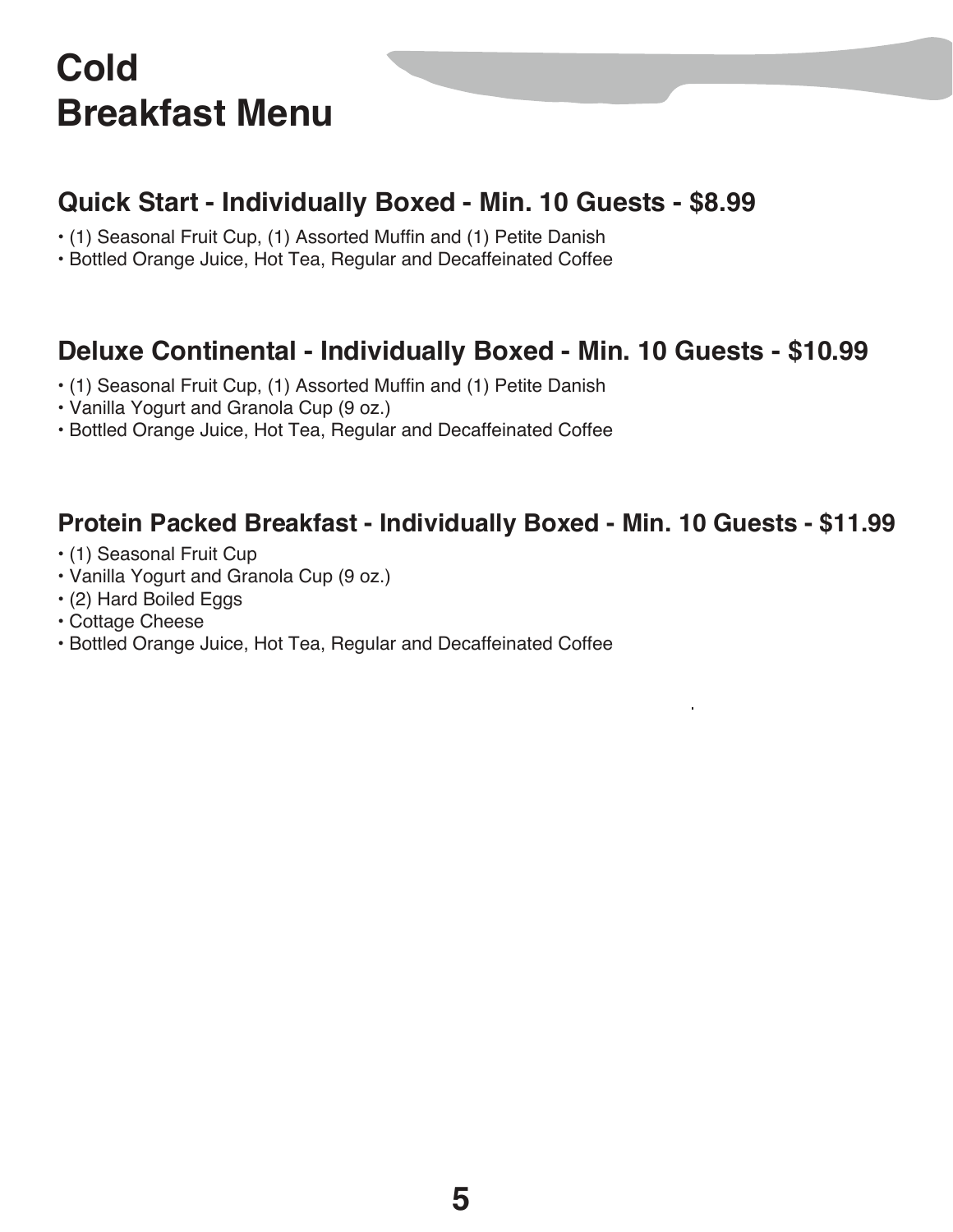# Cold Breakfast Menu

## Quick Start - Individually Boxed - Min. 10 Guests - $8.99

- (1) Seasonal Fruit Cup, (1) Assorted Muffin and (1) Petite Danish
- Bottled Orange Juice, Hot Tea, Regular and Decaffeinated Coffee

## Deluxe Continental - Individually Boxed - Min. 10 Guests - $10.99

- (1) Seasonal Fruit Cup, (1) Assorted Muffin and (1) Petite Danish
- Vanilla Yogurt and Granola Cup (9 oz.)
- Bottled Orange Juice, Hot Tea, Regular and Decaffeinated Coffee

## Protein Packed Breakfast - Individually Boxed - Min. 10 Guests - $11.99

- (1) Seasonal Fruit Cup
- Vanilla Yogurt and Granola Cup (9 oz.)
- (2) Hard Boiled Eggs
- Cottage Cheese
- Bottled Orange Juice, Hot Tea, Regular and Decaffeinated Coffee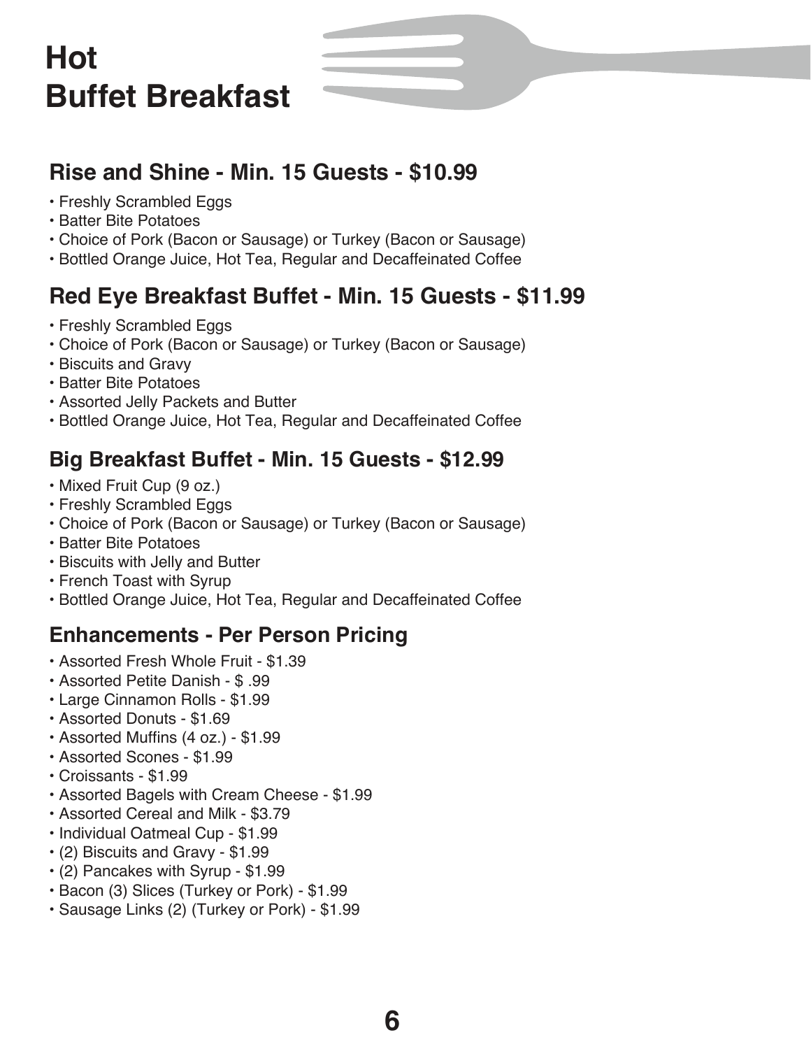# Hot Buffet Breakfast

## Rise and Shine - Min. 15 Guests - $10.99

- Freshly Scrambled Eggs
- Batter Bite Potatoes
- Choice of Pork (Bacon or Sausage) or Turkey (Bacon or Sausage)
- Bottled Orange Juice, Hot Tea, Regular and Decaffeinated Coffee

## Red Eye Breakfast Buffet - Min. 15 Guests - $11.99

- Freshly Scrambled Eggs
- Choice of Pork (Bacon or Sausage) or Turkey (Bacon or Sausage)
- Biscuits and Gravy
- Batter Bite Potatoes
- Assorted Jelly Packets and Butter
- Bottled Orange Juice, Hot Tea, Regular and Decaffeinated Coffee

## Big Breakfast Buffet - Min. 15 Guests - $12.99

- Mixed Fruit Cup (9 oz.)
- Freshly Scrambled Eggs
- Choice of Pork (Bacon or Sausage) or Turkey (Bacon or Sausage)
- Batter Bite Potatoes
- Biscuits with Jelly and Butter
- French Toast with Syrup
- Bottled Orange Juice, Hot Tea, Regular and Decaffeinated Coffee

## Enhancements - Per Person Pricing

- Assorted Fresh Whole Fruit - $1.39
- Assorted Petite Danish - $ .99
- Large Cinnamon Rolls - $1.99
- Assorted Donuts - $1.69
- Assorted Muffins (4 oz.) - $1.99
- Assorted Scones - $1.99
- Croissants - $1.99
- Assorted Bagels with Cream Cheese - $1.99
- Assorted Cereal and Milk - $3.79
- Individual Oatmeal Cup - $1.99
- (2) Biscuits and Gravy - $1.99
- (2) Pancakes with Syrup - $1.99
- Bacon (3) Slices (Turkey or Pork) - $1.99
- Sausage Links (2) (Turkey or Pork) - $1.99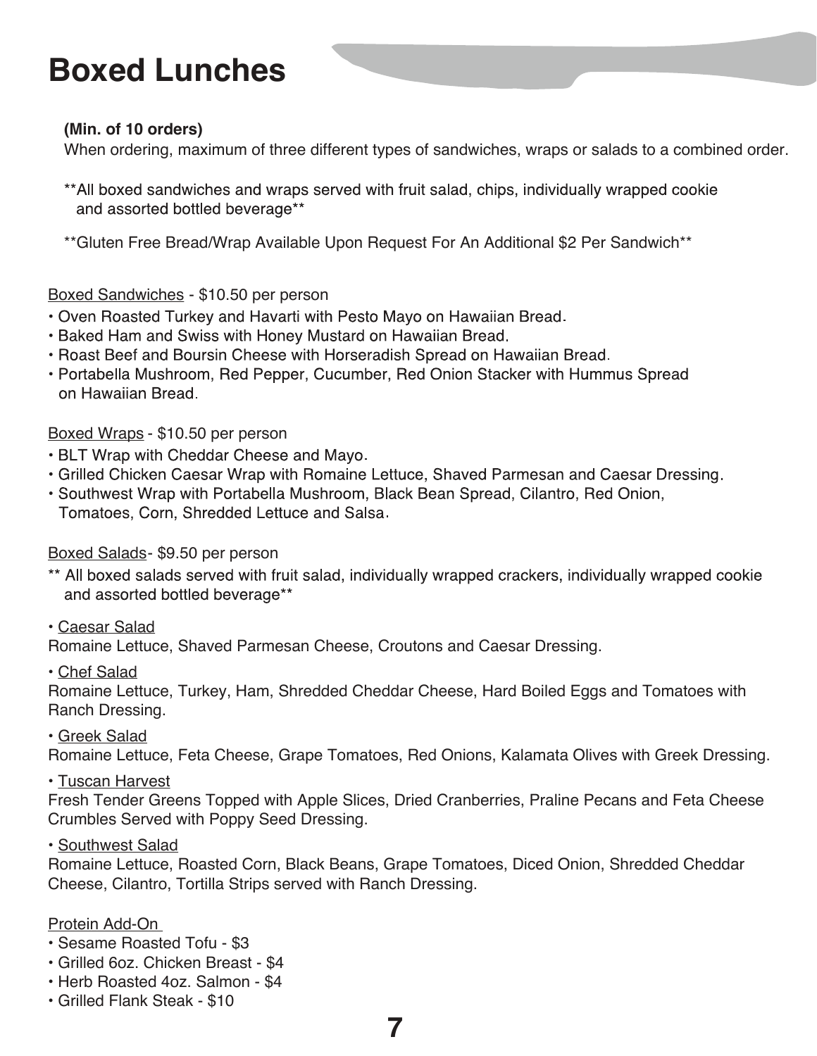# Boxed Lunches

**(Min. of 10 orders)**
When ordering, maximum of three different types of sandwiches, wraps or salads to a combined order.

**All boxed sandwiches and wraps served with fruit salad, chips, individually wrapped cookie and assorted bottled beverage**

**Gluten Free Bread/Wrap Available Upon Request For An Additional $2 Per Sandwich**

<u>Boxed Sandwiches</u> - $10.50 per person

- Oven Roasted Turkey and Havarti with Pesto Mayo on Hawaiian Bread.
- Baked Ham and Swiss with Honey Mustard on Hawaiian Bread.
- Roast Beef and Boursin Cheese with Horseradish Spread on Hawaiian Bread.
- Portabella Mushroom, Red Pepper, Cucumber, Red Onion Stacker with Hummus Spread on Hawaiian Bread.

<u>Boxed Wraps</u> - $10.50 per person

- BLT Wrap with Cheddar Cheese and Mayo.
- Grilled Chicken Caesar Wrap with Romaine Lettuce, Shaved Parmesan and Caesar Dressing.
- Southwest Wrap with Portabella Mushroom, Black Bean Spread, Cilantro, Red Onion, Tomatoes, Corn, Shredded Lettuce and Salsa.

<u>Boxed Salads</u>- $9.50 per person

** All boxed salads served with fruit salad, individually wrapped crackers, individually wrapped cookie and assorted bottled beverage**

• <u>Caesar Salad</u>
Romaine Lettuce, Shaved Parmesan Cheese, Croutons and Caesar Dressing.

• <u>Chef Salad</u>
Romaine Lettuce, Turkey, Ham, Shredded Cheddar Cheese, Hard Boiled Eggs and Tomatoes with Ranch Dressing.

• <u>Greek Salad</u>
Romaine Lettuce, Feta Cheese, Grape Tomatoes, Red Onions, Kalamata Olives with Greek Dressing.

• <u>Tuscan Harvest</u>
Fresh Tender Greens Topped with Apple Slices, Dried Cranberries, Praline Pecans and Feta Cheese Crumbles Served with Poppy Seed Dressing.

• <u>Southwest Salad</u>
Romaine Lettuce, Roasted Corn, Black Beans, Grape Tomatoes, Diced Onion, Shredded Cheddar Cheese, Cilantro, Tortilla Strips served with Ranch Dressing.

<u>Protein Add-On</u>

- Sesame Roasted Tofu - $3
- Grilled 6oz. Chicken Breast - $4
- Herb Roasted 4oz. Salmon - $4
- Grilled Flank Steak - $10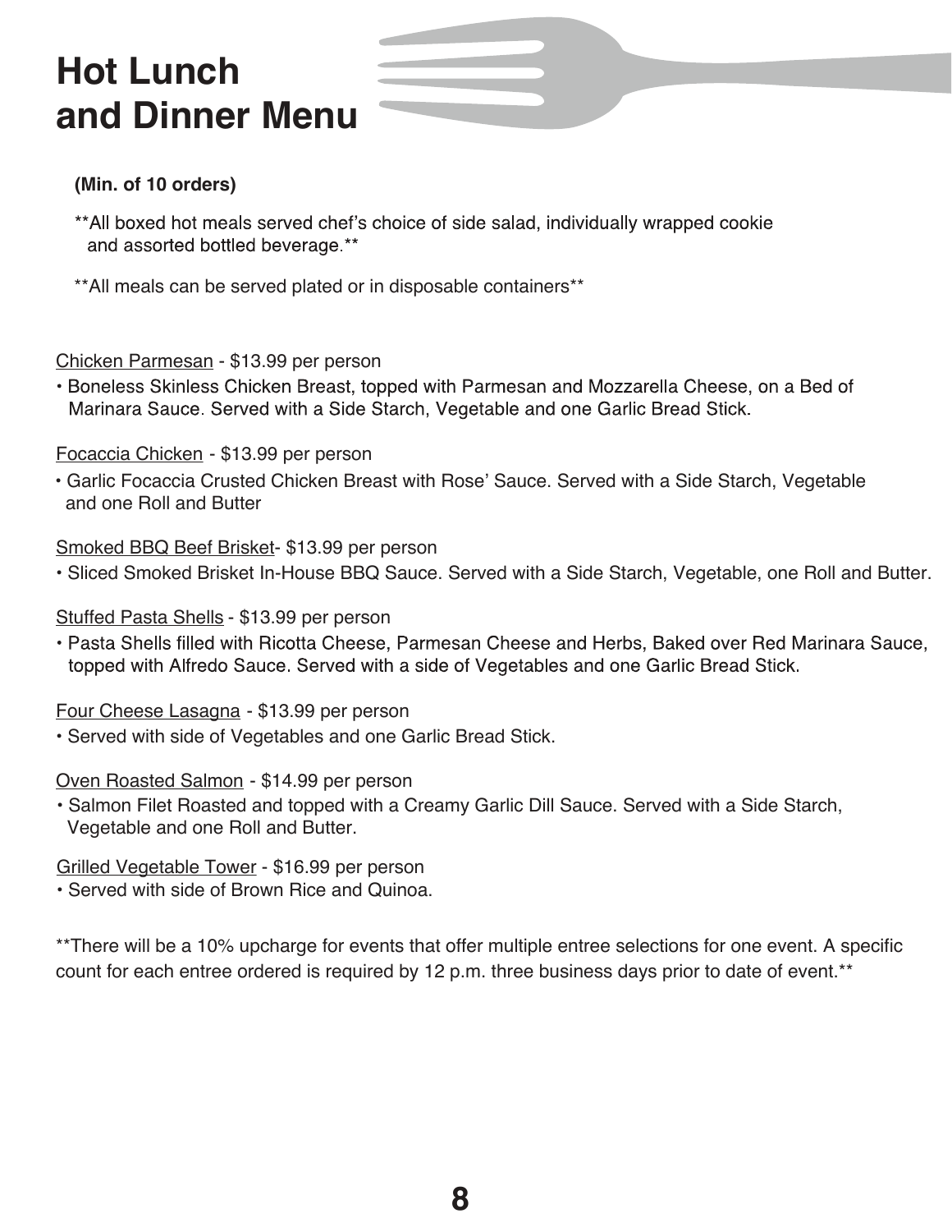# Hot Lunch and Dinner Menu

**(Min. of 10 orders)**

**All boxed hot meals served chef's choice of side salad, individually wrapped cookie and assorted bottled beverage.**

**All meals can be served plated or in disposable containers**

<u>Chicken Parmesan</u> - $13.99 per person

- Boneless Skinless Chicken Breast, topped with Parmesan and Mozzarella Cheese, on a Bed of Marinara Sauce. Served with a Side Starch, Vegetable and one Garlic Bread Stick.

<u>Focaccia Chicken</u> - $13.99 per person

- Garlic Focaccia Crusted Chicken Breast with Rose' Sauce. Served with a Side Starch, Vegetable and one Roll and Butter

<u>Smoked BBQ Beef Brisket</u>- $13.99 per person

- Sliced Smoked Brisket In-House BBQ Sauce. Served with a Side Starch, Vegetable, one Roll and Butter.

<u>Stuffed Pasta Shells</u> - $13.99 per person

- Pasta Shells filled with Ricotta Cheese, Parmesan Cheese and Herbs, Baked over Red Marinara Sauce, topped with Alfredo Sauce. Served with a side of Vegetables and one Garlic Bread Stick.

<u>Four Cheese Lasagna</u> - $13.99 per person

- Served with side of Vegetables and one Garlic Bread Stick.

<u>Oven Roasted Salmon</u> - $14.99 per person

- Salmon Filet Roasted and topped with a Creamy Garlic Dill Sauce. Served with a Side Starch, Vegetable and one Roll and Butter.

<u>Grilled Vegetable Tower</u> - $16.99 per person

- Served with side of Brown Rice and Quinoa.

**There will be a 10% upcharge for events that offer multiple entree selections for one event. A specific count for each entree ordered is required by 12 p.m. three business days prior to date of event.**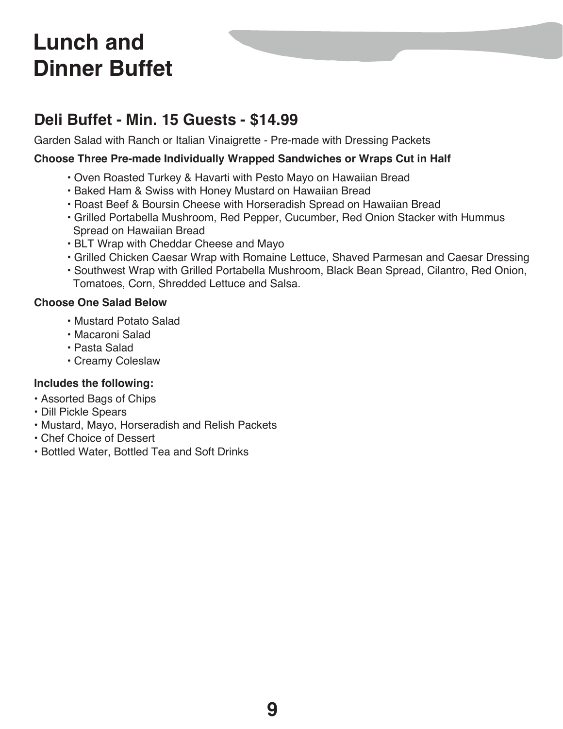# Lunch and Dinner Buffet

## Deli Buffet - Min. 15 Guests - $14.99

Garden Salad with Ranch or Italian Vinaigrette - Pre-made with Dressing Packets

**Choose Three Pre-made Individually Wrapped Sandwiches or Wraps Cut in Half**

- Oven Roasted Turkey & Havarti with Pesto Mayo on Hawaiian Bread
- Baked Ham & Swiss with Honey Mustard on Hawaiian Bread
- Roast Beef & Boursin Cheese with Horseradish Spread on Hawaiian Bread
- Grilled Portabella Mushroom, Red Pepper, Cucumber, Red Onion Stacker with Hummus Spread on Hawaiian Bread
- BLT Wrap with Cheddar Cheese and Mayo
- Grilled Chicken Caesar Wrap with Romaine Lettuce, Shaved Parmesan and Caesar Dressing
- Southwest Wrap with Grilled Portabella Mushroom, Black Bean Spread, Cilantro, Red Onion, Tomatoes, Corn, Shredded Lettuce and Salsa.

**Choose One Salad Below**

- Mustard Potato Salad
- Macaroni Salad
- Pasta Salad
- Creamy Coleslaw

**Includes the following:**

- Assorted Bags of Chips
- Dill Pickle Spears
- Mustard, Mayo, Horseradish and Relish Packets
- Chef Choice of Dessert
- Bottled Water, Bottled Tea and Soft Drinks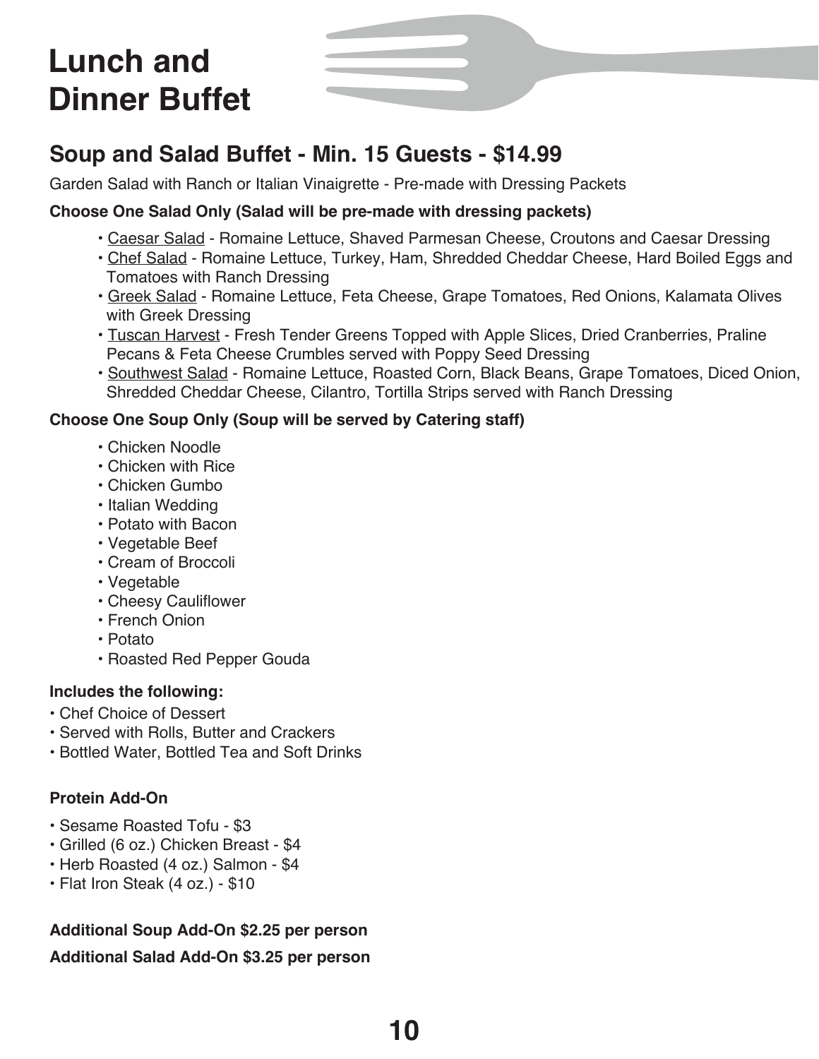# Lunch and Dinner Buffet

## Soup and Salad Buffet - Min. 15 Guests - $14.99

Garden Salad with Ranch or Italian Vinaigrette - Pre-made with Dressing Packets

**Choose One Salad Only (Salad will be pre-made with dressing packets)**

- Caesar Salad - Romaine Lettuce, Shaved Parmesan Cheese, Croutons and Caesar Dressing
- Chef Salad - Romaine Lettuce, Turkey, Ham, Shredded Cheddar Cheese, Hard Boiled Eggs and Tomatoes with Ranch Dressing
- Greek Salad - Romaine Lettuce, Feta Cheese, Grape Tomatoes, Red Onions, Kalamata Olives with Greek Dressing
- Tuscan Harvest - Fresh Tender Greens Topped with Apple Slices, Dried Cranberries, Praline Pecans & Feta Cheese Crumbles served with Poppy Seed Dressing
- Southwest Salad - Romaine Lettuce, Roasted Corn, Black Beans, Grape Tomatoes, Diced Onion, Shredded Cheddar Cheese, Cilantro, Tortilla Strips served with Ranch Dressing

**Choose One Soup Only (Soup will be served by Catering staff)**

- Chicken Noodle
- Chicken with Rice
- Chicken Gumbo
- Italian Wedding
- Potato with Bacon
- Vegetable Beef
- Cream of Broccoli
- Vegetable
- Cheesy Cauliflower
- French Onion
- Potato
- Roasted Red Pepper Gouda

**Includes the following:**

- Chef Choice of Dessert
- Served with Rolls, Butter and Crackers
- Bottled Water, Bottled Tea and Soft Drinks

**Protein Add-On**

- Sesame Roasted Tofu - $3
- Grilled (6 oz.) Chicken Breast - $4
- Herb Roasted (4 oz.) Salmon - $4
- Flat Iron Steak (4 oz.) - $10

**Additional Soup Add-On $2.25 per person**

**Additional Salad Add-On $3.25 per person**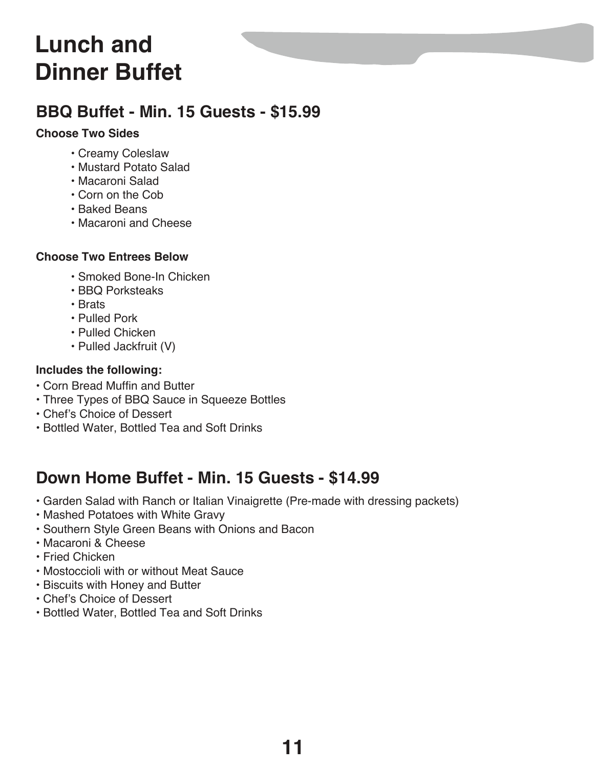# Lunch and Dinner Buffet

## BBQ Buffet - Min. 15 Guests - $15.99

**Choose Two Sides**

- Creamy Coleslaw
- Mustard Potato Salad
- Macaroni Salad
- Corn on the Cob
- Baked Beans
- Macaroni and Cheese

**Choose Two Entrees Below**

- Smoked Bone-In Chicken
- BBQ Porksteaks
- Brats
- Pulled Pork
- Pulled Chicken
- Pulled Jackfruit (V)

**Includes the following:**

- Corn Bread Muffin and Butter
- Three Types of BBQ Sauce in Squeeze Bottles
- Chef's Choice of Dessert
- Bottled Water, Bottled Tea and Soft Drinks

## Down Home Buffet - Min. 15 Guests - $14.99

- Garden Salad with Ranch or Italian Vinaigrette (Pre-made with dressing packets)
- Mashed Potatoes with White Gravy
- Southern Style Green Beans with Onions and Bacon
- Macaroni & Cheese
- Fried Chicken
- Mostoccioli with or without Meat Sauce
- Biscuits with Honey and Butter
- Chef's Choice of Dessert
- Bottled Water, Bottled Tea and Soft Drinks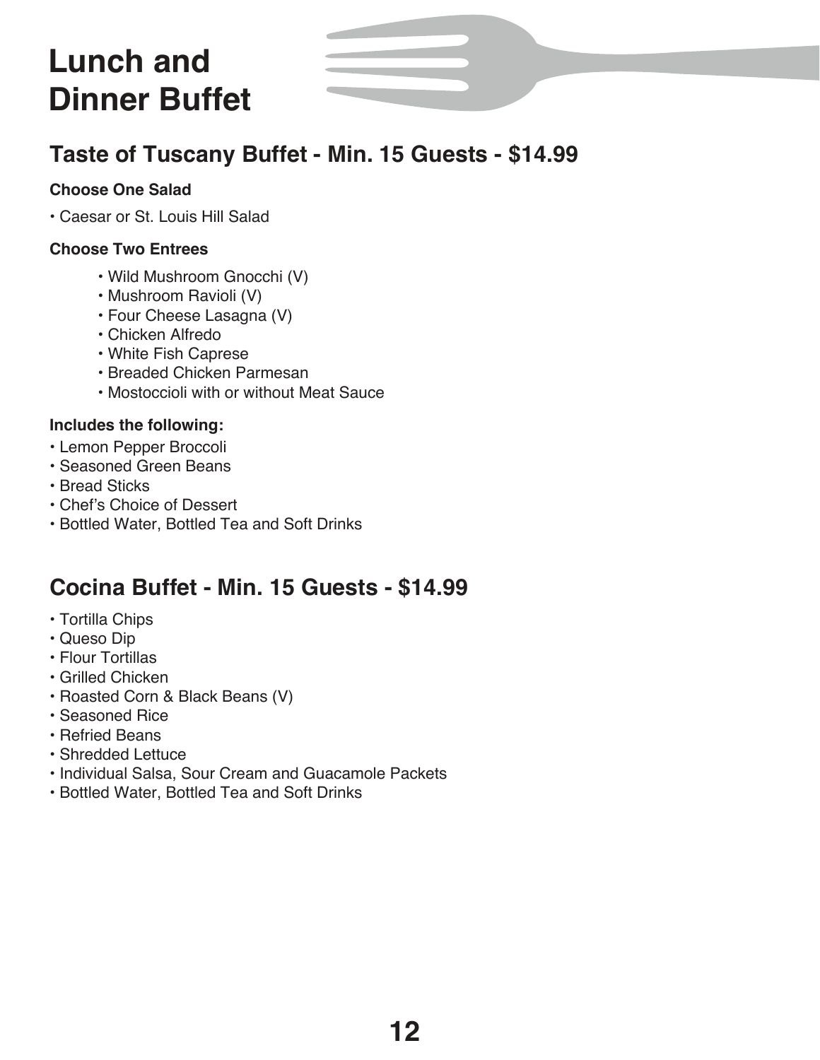# Lunch and Dinner Buffet

## Taste of Tuscany Buffet - Min. 15 Guests - $14.99

**Choose One Salad**

- Caesar or St. Louis Hill Salad

**Choose Two Entrees**

- Wild Mushroom Gnocchi (V)
- Mushroom Ravioli (V)
- Four Cheese Lasagna (V)
- Chicken Alfredo
- White Fish Caprese
- Breaded Chicken Parmesan
- Mostoccioli with or without Meat Sauce

**Includes the following:**

- Lemon Pepper Broccoli
- Seasoned Green Beans
- Bread Sticks
- Chef's Choice of Dessert
- Bottled Water, Bottled Tea and Soft Drinks

## Cocina Buffet - Min. 15 Guests - $14.99

- Tortilla Chips
- Queso Dip
- Flour Tortillas
- Grilled Chicken
- Roasted Corn & Black Beans (V)
- Seasoned Rice
- Refried Beans
- Shredded Lettuce
- Individual Salsa, Sour Cream and Guacamole Packets
- Bottled Water, Bottled Tea and Soft Drinks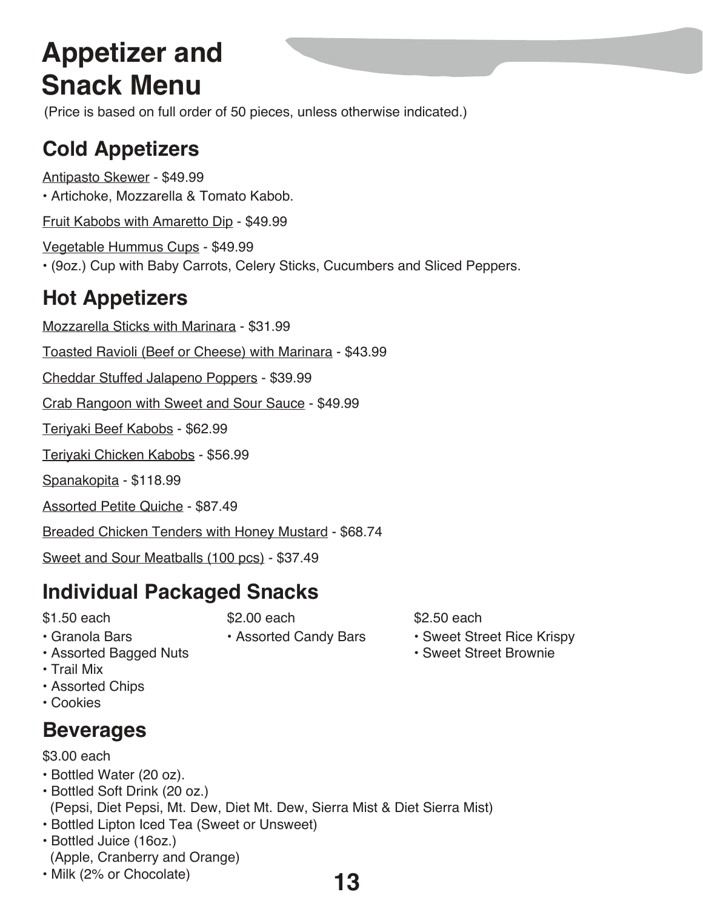# Appetizer and Snack Menu

(Price is based on full order of 50 pieces, unless otherwise indicated.)

## Cold Appetizers

Antipasto Skewer - $49.99

- Artichoke, Mozzarella & Tomato Kabob.

Fruit Kabobs with Amaretto Dip - $49.99

Vegetable Hummus Cups - $49.99

- (9oz.) Cup with Baby Carrots, Celery Sticks, Cucumbers and Sliced Peppers.

## Hot Appetizers

Mozzarella Sticks with Marinara - $31.99

Toasted Ravioli (Beef or Cheese) with Marinara - $43.99

Cheddar Stuffed Jalapeno Poppers - $39.99

Crab Rangoon with Sweet and Sour Sauce - $49.99

Teriyaki Beef Kabobs - $62.99

Teriyaki Chicken Kabobs - $56.99

Spanakopita - $118.99

Assorted Petite Quiche - $87.49

Breaded Chicken Tenders with Honey Mustard - $68.74

Sweet and Sour Meatballs (100 pcs) - $37.49

## Individual Packaged Snacks

$1.50 each

- Granola Bars
- Assorted Bagged Nuts
- Trail Mix
- Assorted Chips
- Cookies

$2.00 each

- Assorted Candy Bars

$2.50 each

- Sweet Street Rice Krispy
- Sweet Street Brownie

## Beverages

$3.00 each

- Bottled Water (20 oz).
- Bottled Soft Drink (20 oz.)
  (Pepsi, Diet Pepsi, Mt. Dew, Diet Mt. Dew, Sierra Mist & Diet Sierra Mist)
- Bottled Lipton Iced Tea (Sweet or Unsweet)
- Bottled Juice (16oz.)
  (Apple, Cranberry and Orange)
- Milk (2% or Chocolate)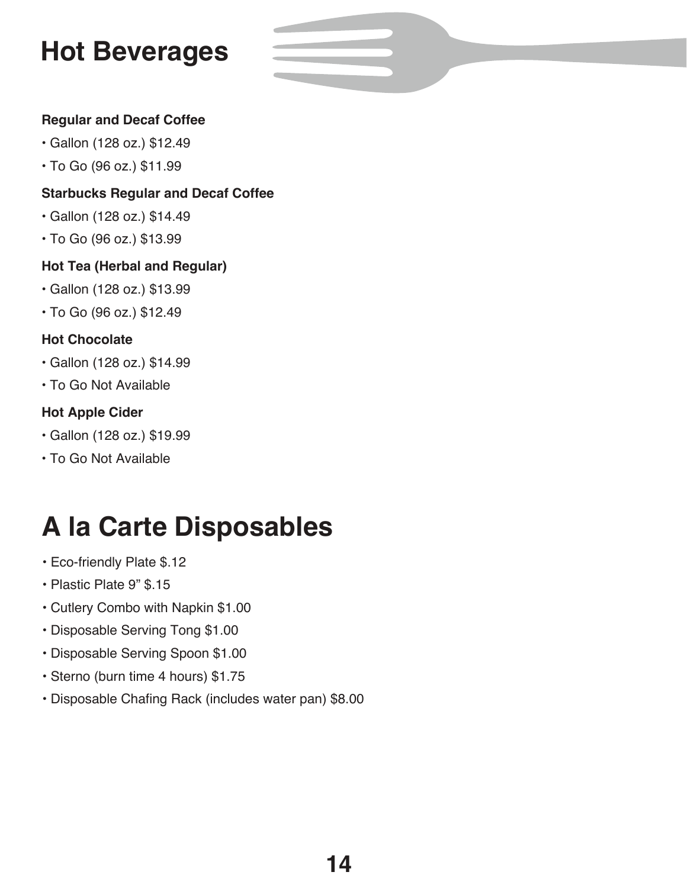# Hot Beverages

### Regular and Decaf Coffee

- Gallon (128 oz.) $12.49
- To Go (96 oz.) $11.99

### Starbucks Regular and Decaf Coffee

- Gallon (128 oz.) $14.49
- To Go (96 oz.) $13.99

### Hot Tea (Herbal and Regular)

- Gallon (128 oz.) $13.99
- To Go (96 oz.) $12.49

### Hot Chocolate

- Gallon (128 oz.) $14.99
- To Go Not Available

### Hot Apple Cider

- Gallon (128 oz.) $19.99
- To Go Not Available

# A la Carte Disposables

- Eco-friendly Plate $.12
- Plastic Plate 9" $.15
- Cutlery Combo with Napkin $1.00
- Disposable Serving Tong $1.00
- Disposable Serving Spoon $1.00
- Sterno (burn time 4 hours) $1.75
- Disposable Chafing Rack (includes water pan) $8.00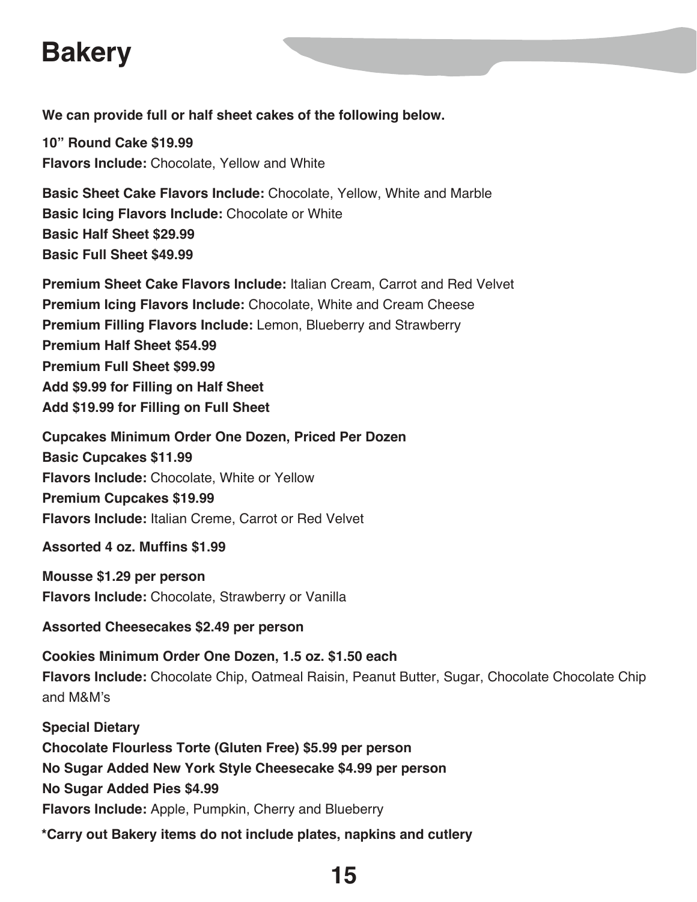# Bakery

**We can provide full or half sheet cakes of the following below.**

**10" Round Cake $19.99**
**Flavors Include:** Chocolate, Yellow and White

**Basic Sheet Cake Flavors Include:** Chocolate, Yellow, White and Marble
**Basic Icing Flavors Include:** Chocolate or White
**Basic Half Sheet $29.99**
**Basic Full Sheet $49.99**

**Premium Sheet Cake Flavors Include:** Italian Cream, Carrot and Red Velvet
**Premium Icing Flavors Include:** Chocolate, White and Cream Cheese
**Premium Filling Flavors Include:** Lemon, Blueberry and Strawberry
**Premium Half Sheet $54.99**
**Premium Full Sheet $99.99**
**Add $9.99 for Filling on Half Sheet**
**Add $19.99 for Filling on Full Sheet**

**Cupcakes Minimum Order One Dozen, Priced Per Dozen**
**Basic Cupcakes $11.99**
**Flavors Include:** Chocolate, White or Yellow
**Premium Cupcakes $19.99**
**Flavors Include:** Italian Creme, Carrot or Red Velvet

**Assorted 4 oz. Muffins $1.99**

**Mousse $1.29 per person**
**Flavors Include:** Chocolate, Strawberry or Vanilla

**Assorted Cheesecakes $2.49 per person**

**Cookies Minimum Order One Dozen, 1.5 oz. $1.50 each**
**Flavors Include:** Chocolate Chip, Oatmeal Raisin, Peanut Butter, Sugar, Chocolate Chocolate Chip and M&M's

**Special Dietary**
**Chocolate Flourless Torte (Gluten Free) $5.99 per person**
**No Sugar Added New York Style Cheesecake $4.99 per person**
**No Sugar Added Pies $4.99**
**Flavors Include:** Apple, Pumpkin, Cherry and Blueberry

**\*Carry out Bakery items do not include plates, napkins and cutlery**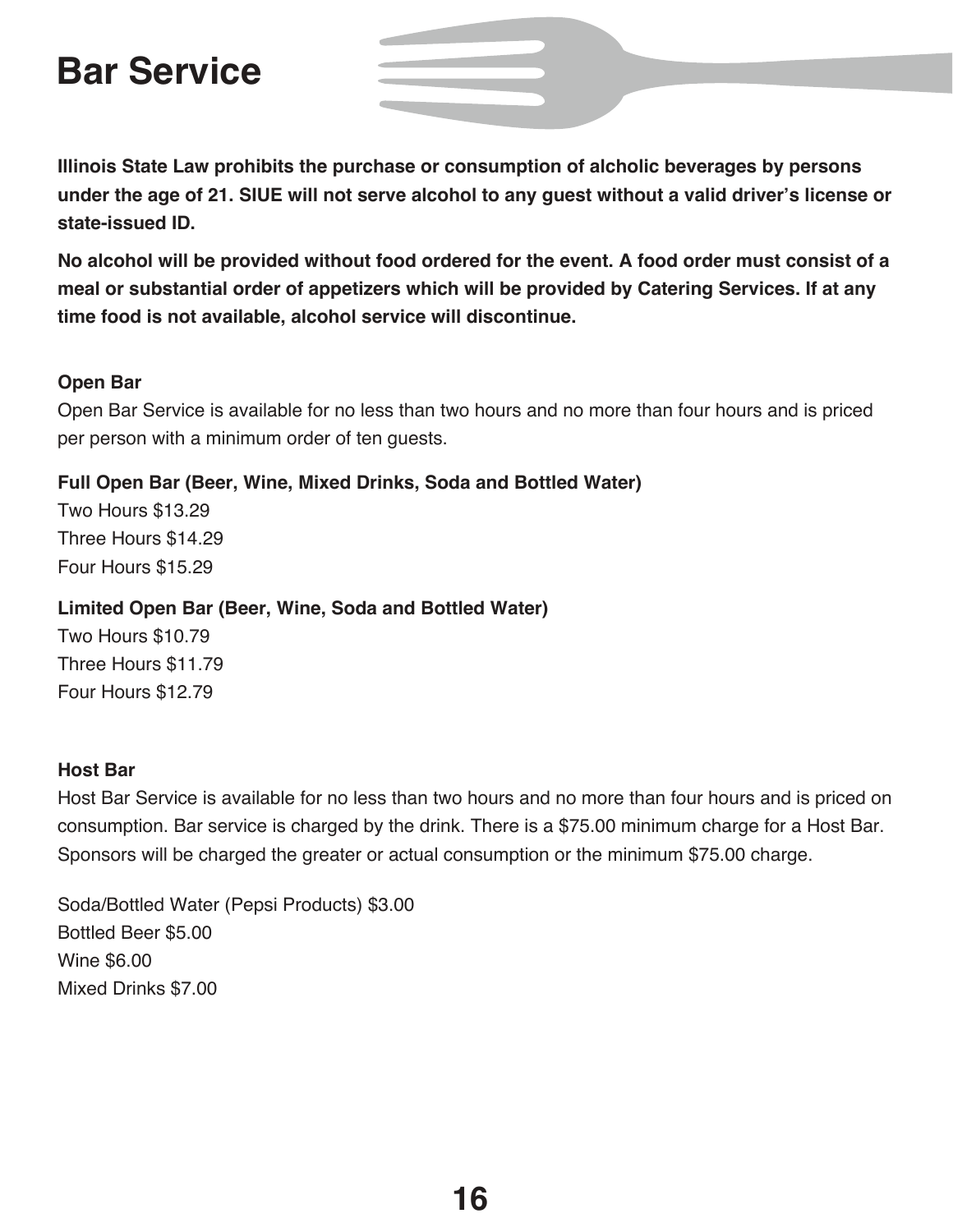# Bar Service

**Illinois State Law prohibits the purchase or consumption of alcholic beverages by persons under the age of 21. SIUE will not serve alcohol to any guest without a valid driver's license or state-issued ID.**

**No alcohol will be provided without food ordered for the event. A food order must consist of a meal or substantial order of appetizers which will be provided by Catering Services. If at any time food is not available, alcohol service will discontinue.**

### Open Bar

Open Bar Service is available for no less than two hours and no more than four hours and is priced per person with a minimum order of ten guests.

**Full Open Bar (Beer, Wine, Mixed Drinks, Soda and Bottled Water)**

Two Hours $13.29
Three Hours $14.29
Four Hours $15.29

**Limited Open Bar (Beer, Wine, Soda and Bottled Water)**

Two Hours $10.79
Three Hours $11.79
Four Hours $12.79

### Host Bar

Host Bar Service is available for no less than two hours and no more than four hours and is priced on consumption. Bar service is charged by the drink. There is a $75.00 minimum charge for a Host Bar. Sponsors will be charged the greater or actual consumption or the minimum $75.00 charge.

Soda/Bottled Water (Pepsi Products) $3.00
Bottled Beer $5.00
Wine $6.00
Mixed Drinks $7.00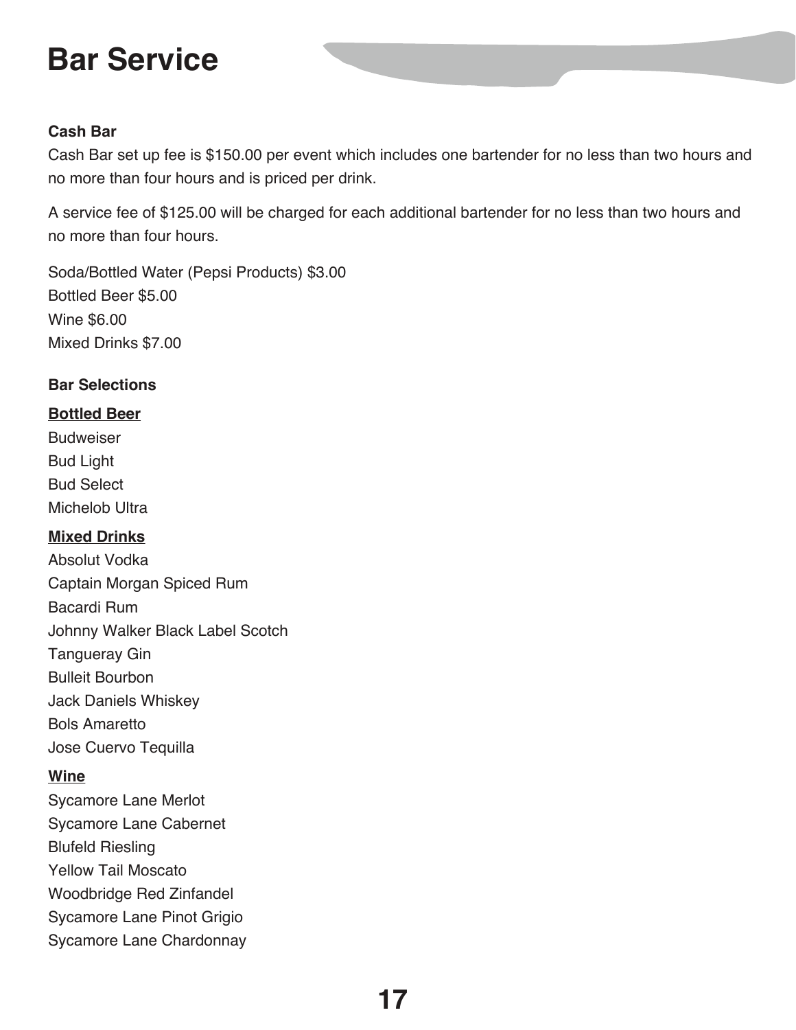# Bar Service

### Cash Bar

Cash Bar set up fee is $150.00 per event which includes one bartender for no less than two hours and no more than four hours and is priced per drink.

A service fee of $125.00 will be charged for each additional bartender for no less than two hours and no more than four hours.

Soda/Bottled Water (Pepsi Products) $3.00
Bottled Beer $5.00
Wine $6.00
Mixed Drinks $7.00

### Bar Selections

**Bottled Beer**

Budweiser
Bud Light
Bud Select
Michelob Ultra

**Mixed Drinks**

Absolut Vodka
Captain Morgan Spiced Rum
Bacardi Rum
Johnny Walker Black Label Scotch
Tangueray Gin
Bulleit Bourbon
Jack Daniels Whiskey
Bols Amaretto
Jose Cuervo Tequilla

**Wine**

Sycamore Lane Merlot
Sycamore Lane Cabernet
Blufeld Riesling
Yellow Tail Moscato
Woodbridge Red Zinfandel
Sycamore Lane Pinot Grigio
Sycamore Lane Chardonnay